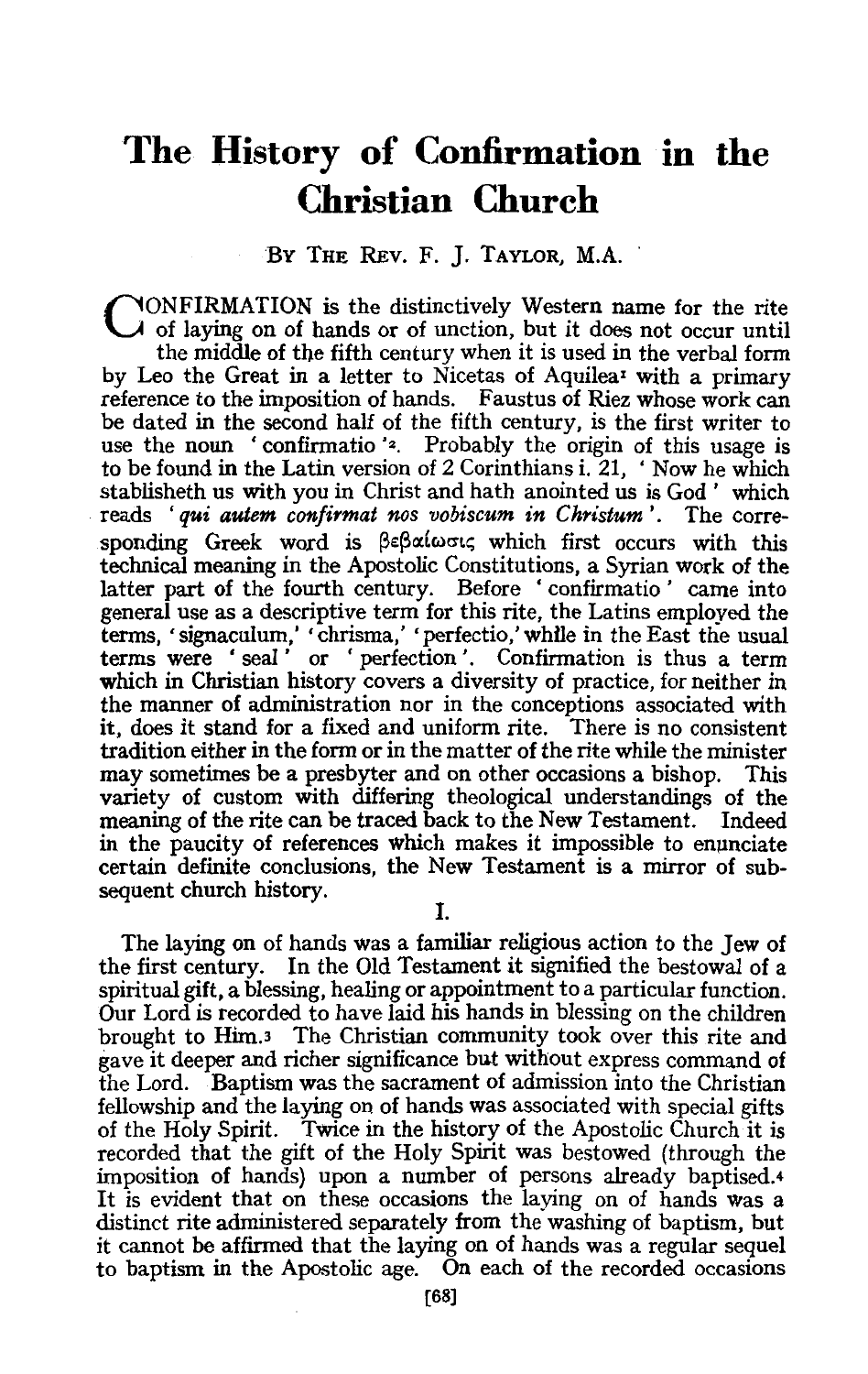# The History of Confirmation in the Christian Church

By The Rev. F. J. Taylor, M.A.

CONFIRMATION is the distinctively Western name for the rite of laying on of hands or of unction, but it does not occur until the middle of the fifth century when it is used in the verbal form by Leo the Great in a letter to Nicetas of Aquilea[1] with a primary reference to the imposition of hands. Faustus of Riez whose work can be dated in the second half of the fifth century, is the first writer to use the noun 'confirmatio'[2]. Probably the origin of this usage is to be found in the Latin version of 2 Corinthians i. 21, 'Now he which stablisheth us with you in Christ and hath anointed us is God' which reads '*qui autem confirmat nos vobiscum in Christum*'. The corresponding Greek word is βεβαίωσις which first occurs with this technical meaning in the Apostolic Constitutions, a Syrian work of the latter part of the fourth century. Before 'confirmatio' came into general use as a descriptive term for this rite, the Latins employed the terms, 'signaculum,' 'chrisma,' 'perfectio,' while in the East the usual terms were 'seal' or 'perfection'. Confirmation is thus a term which in Christian history covers a diversity of practice, for neither in the manner of administration nor in the conceptions associated with it, does it stand for a fixed and uniform rite. There is no consistent tradition either in the form or in the matter of the rite while the minister may sometimes be a presbyter and on other occasions a bishop. This variety of custom with differing theological understandings of the meaning of the rite can be traced back to the New Testament. Indeed in the paucity of references which makes it impossible to enunciate certain definite conclusions, the New Testament is a mirror of subsequent church history.

## I.

The laying on of hands was a familiar religious action to the Jew of the first century. In the Old Testament it signified the bestowal of a spiritual gift, a blessing, healing or appointment to a particular function. Our Lord is recorded to have laid his hands in blessing on the children brought to Him.[3] The Christian community took over this rite and gave it deeper and richer significance but without express command of the Lord. Baptism was the sacrament of admission into the Christian fellowship and the laying on of hands was associated with special gifts of the Holy Spirit. Twice in the history of the Apostolic Church it is recorded that the gift of the Holy Spirit was bestowed (through the imposition of hands) upon a number of persons already baptised.[4] It is evident that on these occasions the laying on of hands was a distinct rite administered separately from the washing of baptism, but it cannot be affirmed that the laying on of hands was a regular sequel to baptism in the Apostolic age. On each of the recorded occasions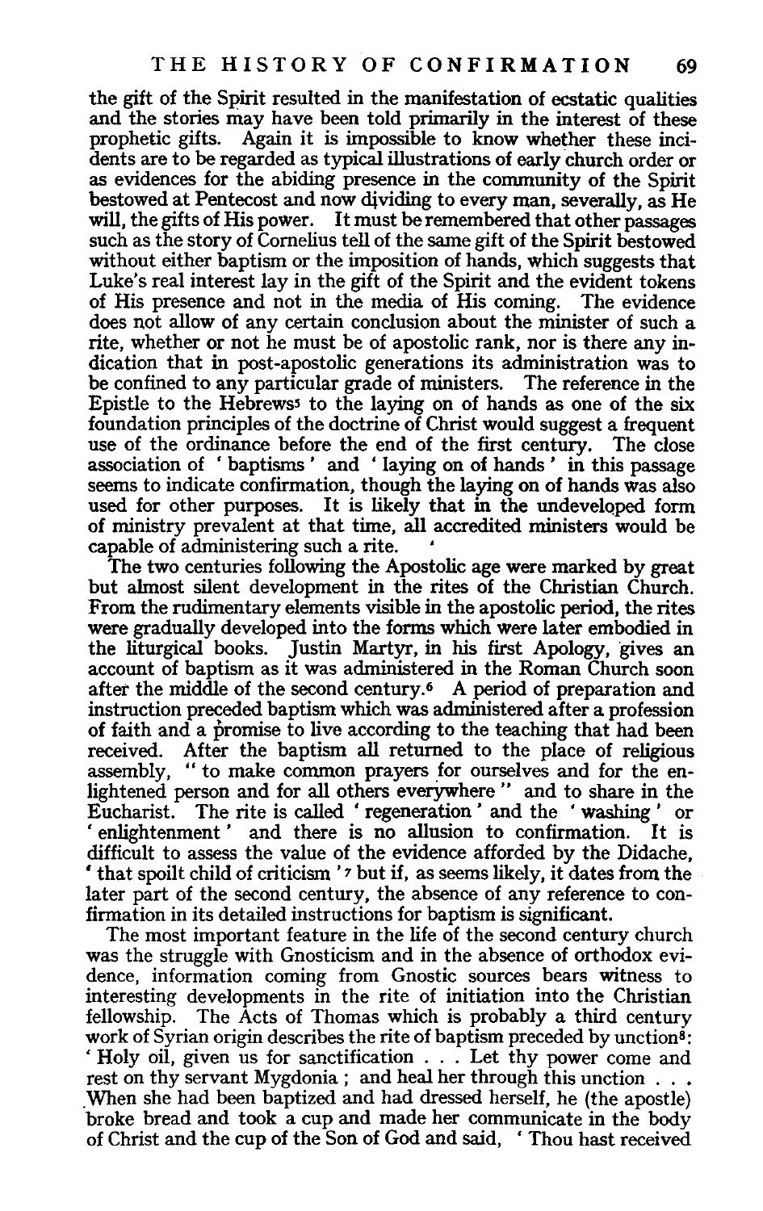the gift of the Spirit resulted in the manifestation of ecstatic qualities and the stories may have been told primarily in the interest of these prophetic gifts. Again it is impossible to know whether these incidents are to be regarded as typical illustrations of early church order or as evidences for the abiding presence in the community of the Spirit bestowed at Pentecost and now dividing to every man, severally, as He will, the gifts of His power. It must be remembered that other passages such as the story of Cornelius tell of the same gift of the Spirit bestowed without either baptism or the imposition of hands, which suggests that Luke's real interest lay in the gift of the Spirit and the evident tokens of His presence and not in the media of His coming. The evidence does not allow of any certain conclusion about the minister of such a rite, whether or not he must be of apostolic rank, nor is there any indication that in post-apostolic generations its administration was to be confined to any particular grade of ministers. The reference in the Epistle to the Hebrews[5] to the laying on of hands as one of the six foundation principles of the doctrine of Christ would suggest a frequent use of the ordinance before the end of the first century. The close association of 'baptisms' and 'laying on of hands' in this passage seems to indicate confirmation, though the laying on of hands was also used for other purposes. It is likely that in the undeveloped form of ministry prevalent at that time, all accredited ministers would be capable of administering such a rite.

The two centuries following the Apostolic age were marked by great but almost silent development in the rites of the Christian Church. From the rudimentary elements visible in the apostolic period, the rites were gradually developed into the forms which were later embodied in the liturgical books. Justin Martyr, in his first Apology, gives an account of baptism as it was administered in the Roman Church soon after the middle of the second century.[6] A period of preparation and instruction preceded baptism which was administered after a profession of faith and a promise to live according to the teaching that had been received. After the baptism all returned to the place of religious assembly, "to make common prayers for ourselves and for the enlightened person and for all others everywhere" and to share in the Eucharist. The rite is called 'regeneration' and the 'washing' or 'enlightenment' and there is no allusion to confirmation. It is difficult to assess the value of the evidence afforded by the Didache, 'that spoilt child of criticism'[7] but if, as seems likely, it dates from the later part of the second century, the absence of any reference to confirmation in its detailed instructions for baptism is significant.

The most important feature in the life of the second century church was the struggle with Gnosticism and in the absence of orthodox evidence, information coming from Gnostic sources bears witness to interesting developments in the rite of initiation into the Christian fellowship. The Acts of Thomas which is probably a third century work of Syrian origin describes the rite of baptism preceded by unction[8]: 'Holy oil, given us for sanctification . . . Let thy power come and rest on thy servant Mygdonia; and heal her through this unction . . . When she had been baptized and had dressed herself, he (the apostle) broke bread and took a cup and made her communicate in the body of Christ and the cup of the Son of God and said, 'Thou hast received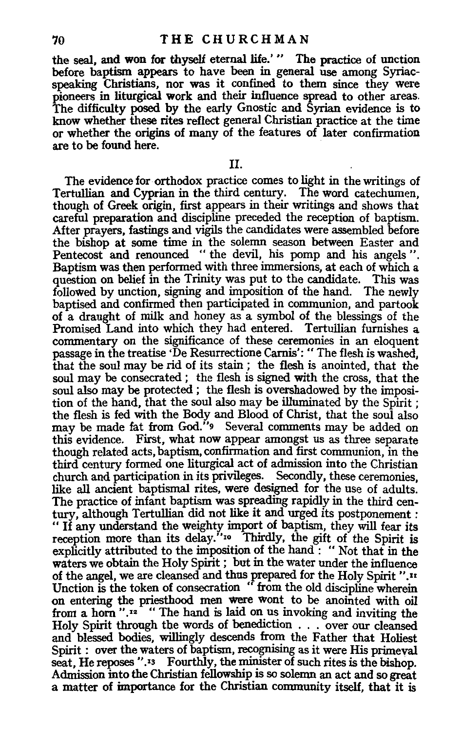the seal, and won for thyself eternal life.' " The practice of unction before baptism appears to have been in general use among Syriac-speaking Christians, nor was it confined to them since they were pioneers in liturgical work and their influence spread to other areas. The difficulty posed by the early Gnostic and Syrian evidence is to know whether these rites reflect general Christian practice at the time or whether the origins of many of the features of later confirmation are to be found here.

## II.

The evidence for orthodox practice comes to light in the writings of Tertullian and Cyprian in the third century. The word catechumen, though of Greek origin, first appears in their writings and shows that careful preparation and discipline preceded the reception of baptism. After prayers, fastings and vigils the candidates were assembled before the bishop at some time in the solemn season between Easter and Pentecost and renounced "the devil, his pomp and his angels". Baptism was then performed with three immersions, at each of which a question on belief in the Trinity was put to the candidate. This was followed by unction, signing and imposition of the hand. The newly baptised and confirmed then participated in communion, and partook of a draught of milk and honey as a symbol of the blessings of the Promised Land into which they had entered. Tertullian furnishes a commentary on the significance of these ceremonies in an eloquent passage in the treatise 'De Resurrectione Carnis': "The flesh is washed, that the soul may be rid of its stain; the flesh is anointed, that the soul may be consecrated; the flesh is signed with the cross, that the soul also may be protected; the flesh is overshadowed by the imposition of the hand, that the soul also may be illuminated by the Spirit; the flesh is fed with the Body and Blood of Christ, that the soul also may be made fat from God."[9] Several comments may be added on this evidence. First, what now appear amongst us as three separate though related acts, baptism, confirmation and first communion, in the third century formed one liturgical act of admission into the Christian church and participation in its privileges. Secondly, these ceremonies, like all ancient baptismal rites, were designed for the use of adults. The practice of infant baptism was spreading rapidly in the third century, although Tertullian did not like it and urged its postponement: "If any understand the weighty import of baptism, they will fear its reception more than its delay."[10] Thirdly, the gift of the Spirit is explicitly attributed to the imposition of the hand: "Not that in the waters we obtain the Holy Spirit; but in the water under the influence of the angel, we are cleansed and thus prepared for the Holy Spirit".[11] Unction is the token of consecration "from the old discipline wherein on entering the priesthood men were wont to be anointed with oil from a horn".[12] "The hand is laid on us invoking and inviting the Holy Spirit through the words of benediction . . . over our cleansed and blessed bodies, willingly descends from the Father that Holiest Spirit: over the waters of baptism, recognising as it were His primeval seat, He reposes".[13] Fourthly, the minister of such rites is the bishop. Admission into the Christian fellowship is so solemn an act and so great a matter of importance for the Christian community itself, that it is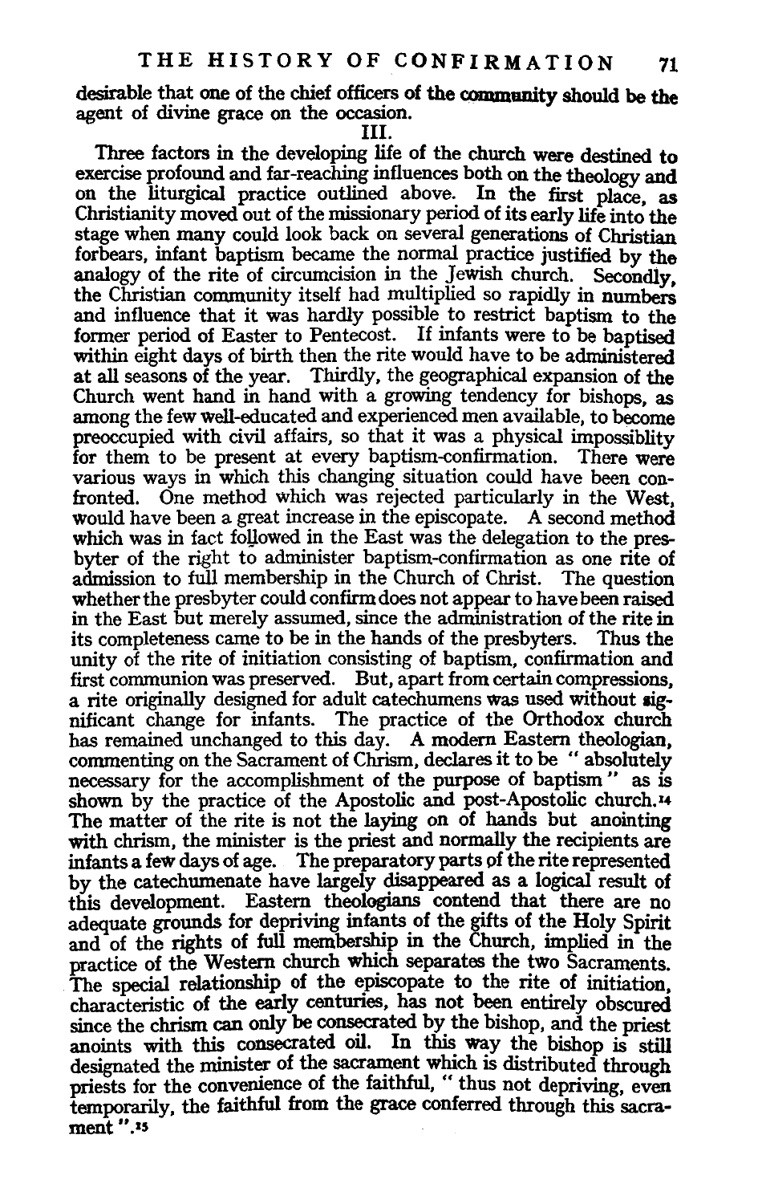desirable that one of the chief officers of the community should be the agent of divine grace on the occasion.

III.

Three factors in the developing life of the church were destined to exercise profound and far-reaching influences both on the theology and on the liturgical practice outlined above. In the first place, as Christianity moved out of the missionary period of its early life into the stage when many could look back on several generations of Christian forbears, infant baptism became the normal practice justified by the analogy of the rite of circumcision in the Jewish church. Secondly, the Christian community itself had multiplied so rapidly in numbers and influence that it was hardly possible to restrict baptism to the former period of Easter to Pentecost. If infants were to be baptised within eight days of birth then the rite would have to be administered at all seasons of the year. Thirdly, the geographical expansion of the Church went hand in hand with a growing tendency for bishops, as among the few well-educated and experienced men available, to become preoccupied with civil affairs, so that it was a physical impossiblity for them to be present at every baptism-confirmation. There were various ways in which this changing situation could have been confronted. One method which was rejected particularly in the West, would have been a great increase in the episcopate. A second method which was in fact followed in the East was the delegation to the presbyter of the right to administer baptism-confirmation as one rite of admission to full membership in the Church of Christ. The question whether the presbyter could confirm does not appear to have been raised in the East but merely assumed, since the administration of the rite in its completeness came to be in the hands of the presbyters. Thus the unity of the rite of initiation consisting of baptism, confirmation and first communion was preserved. But, apart from certain compressions, a rite originally designed for adult catechumens was used without significant change for infants. The practice of the Orthodox church has remained unchanged to this day. A modern Eastern theologian, commenting on the Sacrament of Chrism, declares it to be " absolutely necessary for the accomplishment of the purpose of baptism " as is shown by the practice of the Apostolic and post-Apostolic church.[14] The matter of the rite is not the laying on of hands but anointing with chrism, the minister is the priest and normally the recipients are infants a few days of age. The preparatory parts of the rite represented by the catechumenate have largely disappeared as a logical result of this development. Eastern theologians contend that there are no adequate grounds for depriving infants of the gifts of the Holy Spirit and of the rights of full membership in the Church, implied in the practice of the Western church which separates the two Sacraments. The special relationship of the episcopate to the rite of initiation, characteristic of the early centuries, has not been entirely obscured since the chrism can only be consecrated by the bishop, and the priest anoints with this consecrated oil. In this way the bishop is still designated the minister of the sacrament which is distributed through priests for the convenience of the faithful, " thus not depriving, even temporarily, the faithful from the grace conferred through this sacrament ".[15]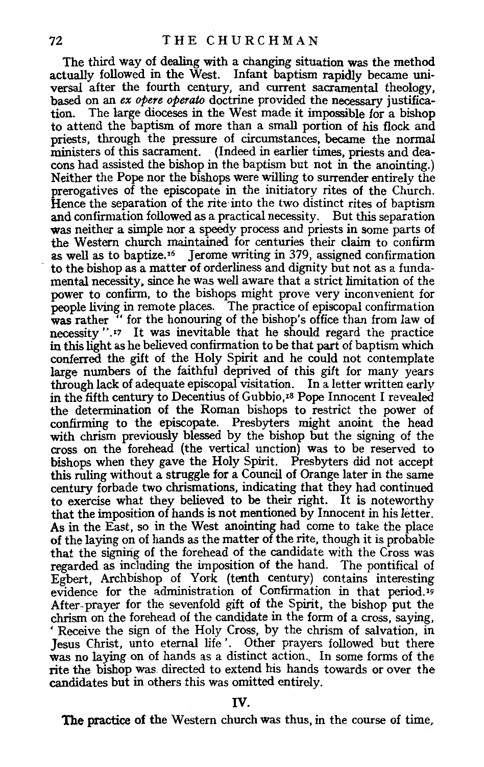The third way of dealing with a changing situation was the method actually followed in the West. Infant baptism rapidly became universal after the fourth century, and current sacramental theology, based on an *ex opere operato* doctrine provided the necessary justification. The large dioceses in the West made it impossible for a bishop to attend the baptism of more than a small portion of his flock and priests, through the pressure of circumstances, became the normal ministers of this sacrament. (Indeed in earlier times, priests and deacons had assisted the bishop in the baptism but not in the anointing.) Neither the Pope nor the bishops were willing to surrender entirely the prerogatives of the episcopate in the initiatory rites of the Church. Hence the separation of the rite into the two distinct rites of baptism and confirmation followed as a practical necessity. But this separation was neither a simple nor a speedy process and priests in some parts of the Western church maintained for centuries their claim to confirm as well as to baptize.[16] Jerome writing in 379, assigned confirmation to the bishop as a matter of orderliness and dignity but not as a fundamental necessity, since he was well aware that a strict limitation of the power to confirm, to the bishops might prove very inconvenient for people living in remote places. The practice of episcopal confirmation was rather " for the honouring of the bishop's office than from law of necessity ".[17] It was inevitable that he should regard the practice in this light as he believed confirmation to be that part of baptism which conferred the gift of the Holy Spirit and he could not contemplate large numbers of the faithful deprived of this gift for many years through lack of adequate episcopal visitation. In a letter written early in the fifth century to Decentius of Gubbio,[18] Pope Innocent I revealed the determination of the Roman bishops to restrict the power of confirming to the episcopate. Presbyters might anoint the head with chrism previously blessed by the bishop but the signing of the cross on the forehead (the vertical unction) was to be reserved to bishops when they gave the Holy Spirit. Presbyters did not accept this ruling without a struggle for a Council of Orange later in the same century forbade two chrismations, indicating that they had continued to exercise what they believed to be their right. It is noteworthy that the imposition of hands is not mentioned by Innocent in his letter. As in the East, so in the West anointing had come to take the place of the laying on of hands as the matter of the rite, though it is probable that the signing of the forehead of the candidate with the Cross was regarded as including the imposition of the hand. The pontifical of Egbert, Archbishop of York (tenth century) contains interesting evidence for the administration of Confirmation in that period.[19] After-prayer for the sevenfold gift of the Spirit, the bishop put the chrism on the forehead of the candidate in the form of a cross, saying, ' Receive the sign of the Holy Cross, by the chrism of salvation, in Jesus Christ, unto eternal life '. Other prayers followed but there was no laying on of hands as a distinct action. In some forms of the rite the bishop was directed to extend his hands towards or over the candidates but in others this was omitted entirely.

## IV.

The practice of the Western church was thus, in the course of time,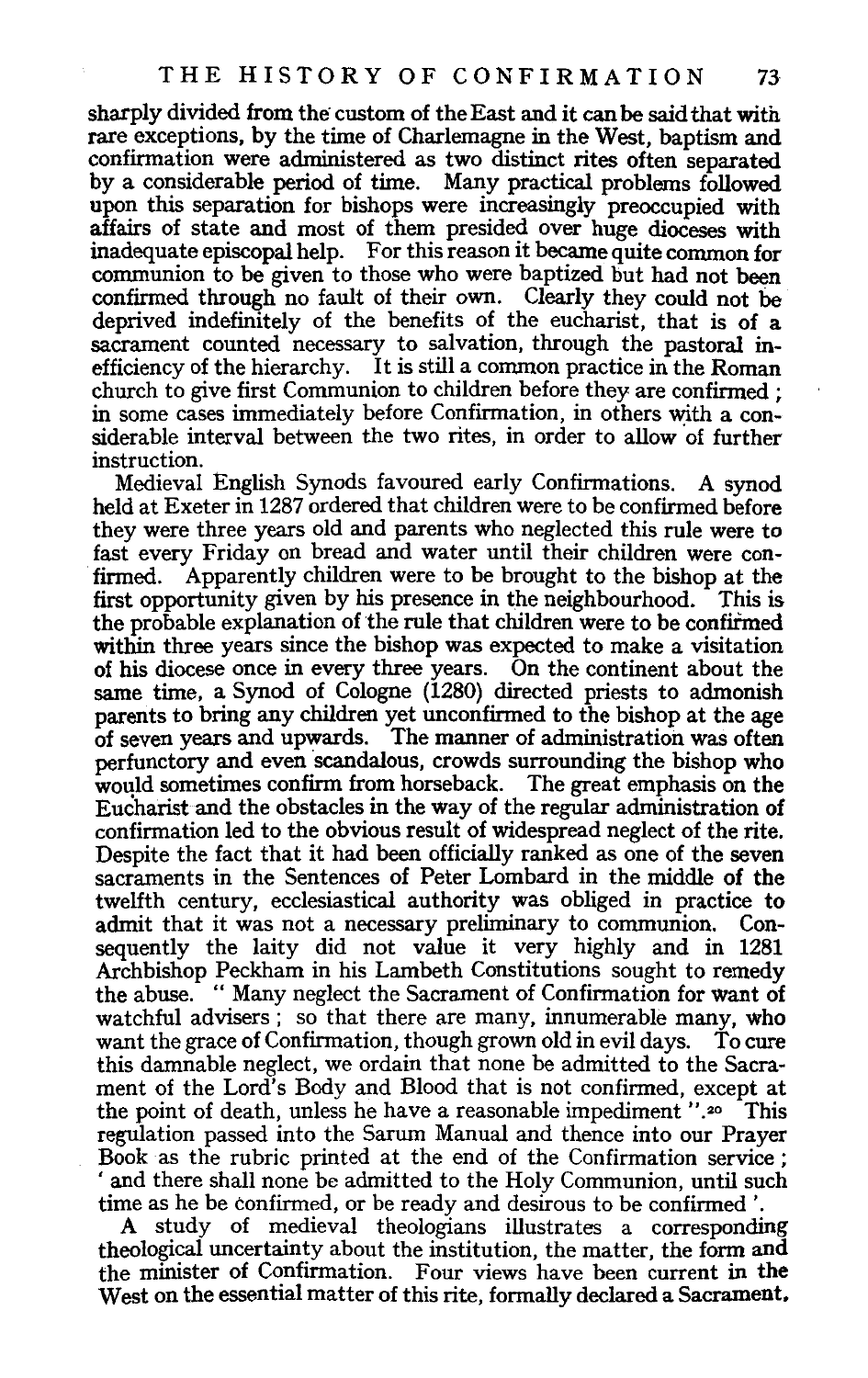sharply divided from the custom of the East and it can be said that with rare exceptions, by the time of Charlemagne in the West, baptism and confirmation were administered as two distinct rites often separated by a considerable period of time. Many practical problems followed upon this separation for bishops were increasingly preoccupied with affairs of state and most of them presided over huge dioceses with inadequate episcopal help. For this reason it became quite common for communion to be given to those who were baptized but had not been confirmed through no fault of their own. Clearly they could not be deprived indefinitely of the benefits of the eucharist, that is of a sacrament counted necessary to salvation, through the pastoral inefficiency of the hierarchy. It is still a common practice in the Roman church to give first Communion to children before they are confirmed; in some cases immediately before Confirmation, in others with a considerable interval between the two rites, in order to allow of further instruction.

Medieval English Synods favoured early Confirmations. A synod held at Exeter in 1287 ordered that children were to be confirmed before they were three years old and parents who neglected this rule were to fast every Friday on bread and water until their children were confirmed. Apparently children were to be brought to the bishop at the first opportunity given by his presence in the neighbourhood. This is the probable explanation of the rule that children were to be confirmed within three years since the bishop was expected to make a visitation of his diocese once in every three years. On the continent about the same time, a Synod of Cologne (1280) directed priests to admonish parents to bring any children yet unconfirmed to the bishop at the age of seven years and upwards. The manner of administration was often perfunctory and even scandalous, crowds surrounding the bishop who would sometimes confirm from horseback. The great emphasis on the Eucharist and the obstacles in the way of the regular administration of confirmation led to the obvious result of widespread neglect of the rite. Despite the fact that it had been officially ranked as one of the seven sacraments in the Sentences of Peter Lombard in the middle of the twelfth century, ecclesiastical authority was obliged in practice to admit that it was not a necessary preliminary to communion. Consequently the laity did not value it very highly and in 1281 Archbishop Peckham in his Lambeth Constitutions sought to remedy the abuse. " Many neglect the Sacrament of Confirmation for want of watchful advisers; so that there are many, innumerable many, who want the grace of Confirmation, though grown old in evil days. To cure this damnable neglect, we ordain that none be admitted to the Sacrament of the Lord's Body and Blood that is not confirmed, except at the point of death, unless he have a reasonable impediment ".[20] This regulation passed into the Sarum Manual and thence into our Prayer Book as the rubric printed at the end of the Confirmation service; ' and there shall none be admitted to the Holy Communion, until such time as he be confirmed, or be ready and desirous to be confirmed '.

A study of medieval theologians illustrates a corresponding theological uncertainty about the institution, the matter, the form and the minister of Confirmation. Four views have been current in the West on the essential matter of this rite, formally declared a Sacrament,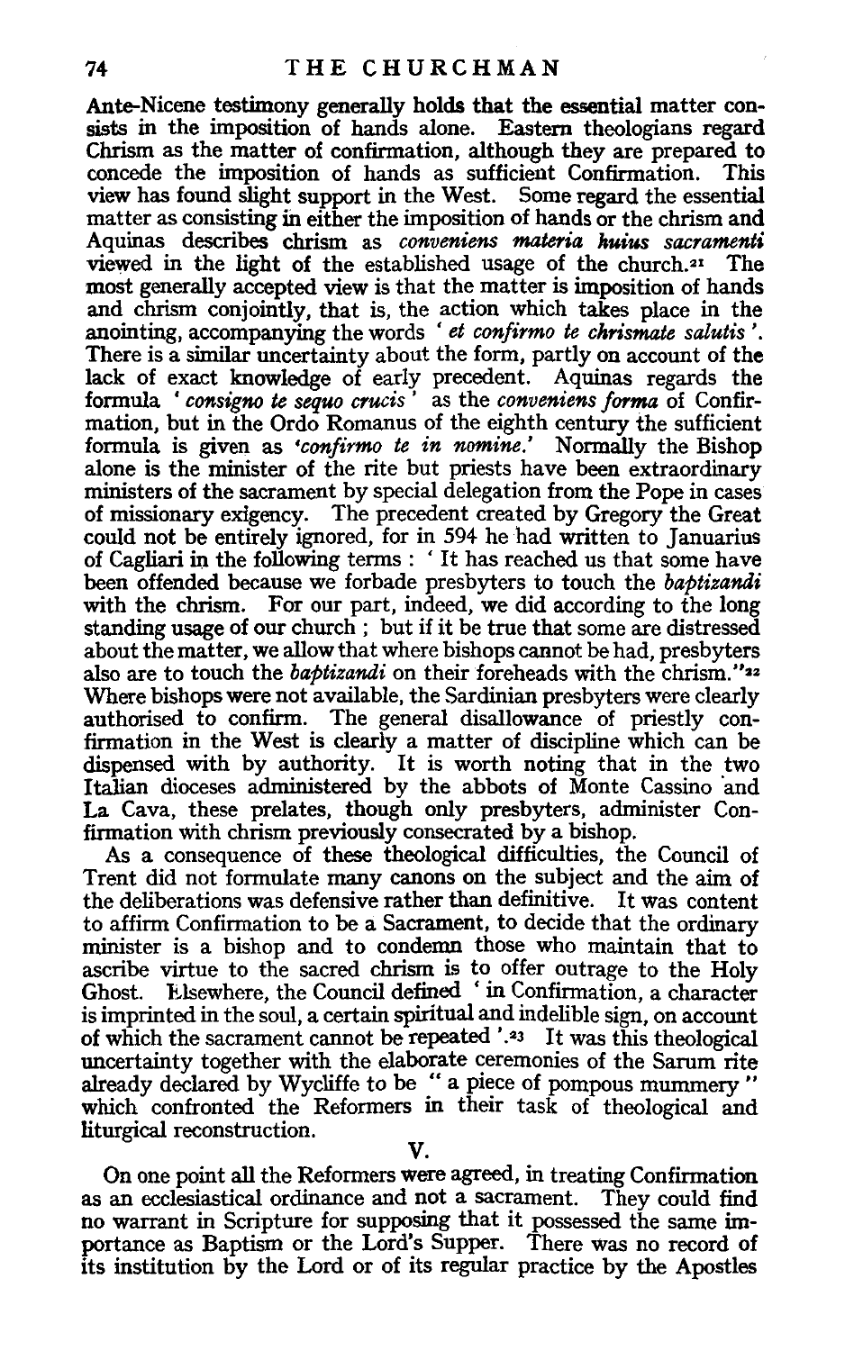Ante-Nicene testimony generally holds that the essential matter consists in the imposition of hands alone. Eastern theologians regard Chrism as the matter of confirmation, although they are prepared to concede the imposition of hands as sufficient Confirmation. This view has found slight support in the West. Some regard the essential matter as consisting in either the imposition of hands or the chrism and Aquinas describes chrism as *conveniens materia huius sacramenti* viewed in the light of the established usage of the church.[21] The most generally accepted view is that the matter is imposition of hands and chrism conjointly, that is, the action which takes place in the anointing, accompanying the words '*et confirmo te chrismate salutis*'. There is a similar uncertainty about the form, partly on account of the lack of exact knowledge of early precedent. Aquinas regards the formula '*consigno te sequo crucis*' as the *conveniens forma* of Confirmation, but in the Ordo Romanus of the eighth century the sufficient formula is given as '*confirmo te in nomine.*' Normally the Bishop alone is the minister of the rite but priests have been extraordinary ministers of the sacrament by special delegation from the Pope in cases of missionary exigency. The precedent created by Gregory the Great could not be entirely ignored, for in 594 he had written to Januarius of Cagliari in the following terms : 'It has reached us that some have been offended because we forbade presbyters to touch the *baptizandi* with the chrism. For our part, indeed, we did according to the long standing usage of our church ; but if it be true that some are distressed about the matter, we allow that where bishops cannot be had, presbyters also are to touch the *baptizandi* on their foreheads with the chrism."[22] Where bishops were not available, the Sardinian presbyters were clearly authorised to confirm. The general disallowance of priestly confirmation in the West is clearly a matter of discipline which can be dispensed with by authority. It is worth noting that in the two Italian dioceses administered by the abbots of Monte Cassino and La Cava, these prelates, though only presbyters, administer Confirmation with chrism previously consecrated by a bishop.

As a consequence of these theological difficulties, the Council of Trent did not formulate many canons on the subject and the aim of the deliberations was defensive rather than definitive. It was content to affirm Confirmation to be a Sacrament, to decide that the ordinary minister is a bishop and to condemn those who maintain that to ascribe virtue to the sacred chrism is to offer outrage to the Holy Ghost. Elsewhere, the Council defined 'in Confirmation, a character is imprinted in the soul, a certain spiritual and indelible sign, on account of which the sacrament cannot be repeated'.[23] It was this theological uncertainty together with the elaborate ceremonies of the Sarum rite already declared by Wycliffe to be "a piece of pompous mummery" which confronted the Reformers in their task of theological and liturgical reconstruction.

## V.

On one point all the Reformers were agreed, in treating Confirmation as an ecclesiastical ordinance and not a sacrament. They could find no warrant in Scripture for supposing that it possessed the same importance as Baptism or the Lord's Supper. There was no record of its institution by the Lord or of its regular practice by the Apostles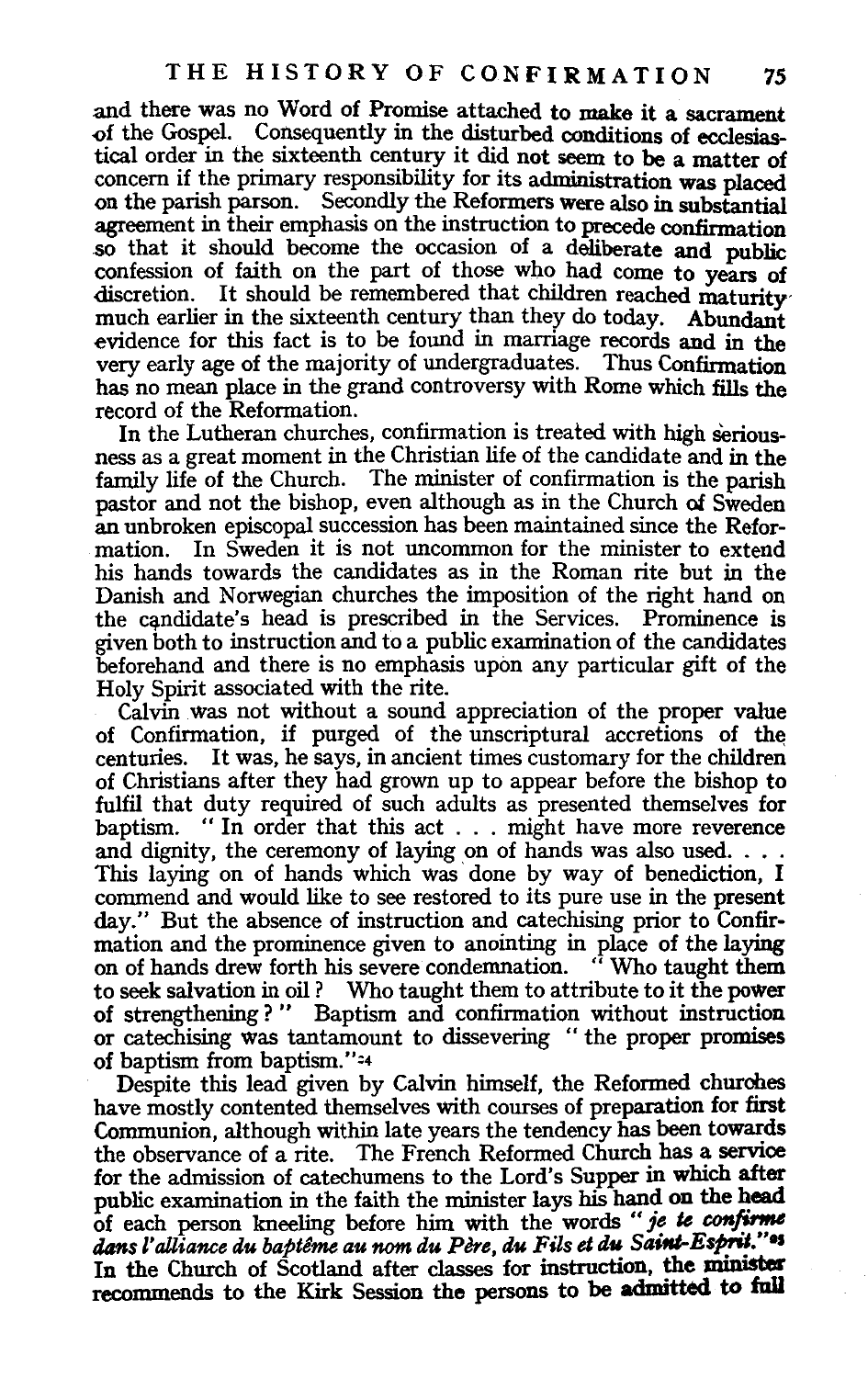and there was no Word of Promise attached to make it a sacrament of the Gospel. Consequently in the disturbed conditions of ecclesiastical order in the sixteenth century it did not seem to be a matter of concern if the primary responsibility for its administration was placed on the parish parson. Secondly the Reformers were also in substantial agreement in their emphasis on the instruction to precede confirmation so that it should become the occasion of a deliberate and public confession of faith on the part of those who had come to years of discretion. It should be remembered that children reached maturity much earlier in the sixteenth century than they do today. Abundant evidence for this fact is to be found in marriage records and in the very early age of the majority of undergraduates. Thus Confirmation has no mean place in the grand controversy with Rome which fills the record of the Reformation.

In the Lutheran churches, confirmation is treated with high seriousness as a great moment in the Christian life of the candidate and in the family life of the Church. The minister of confirmation is the parish pastor and not the bishop, even although as in the Church of Sweden an unbroken episcopal succession has been maintained since the Reformation. In Sweden it is not uncommon for the minister to extend his hands towards the candidates as in the Roman rite but in the Danish and Norwegian churches the imposition of the right hand on the candidate's head is prescribed in the Services. Prominence is given both to instruction and to a public examination of the candidates beforehand and there is no emphasis upon any particular gift of the Holy Spirit associated with the rite.

Calvin was not without a sound appreciation of the proper value of Confirmation, if purged of the unscriptural accretions of the centuries. It was, he says, in ancient times customary for the children of Christians after they had grown up to appear before the bishop to fulfil that duty required of such adults as presented themselves for baptism. "In order that this act . . . might have more reverence and dignity, the ceremony of laying on of hands was also used. . . . This laying on of hands which was done by way of benediction, I commend and would like to see restored to its pure use in the present day." But the absence of instruction and catechising prior to Confirmation and the prominence given to anointing in place of the laying on of hands drew forth his severe condemnation. "Who taught them to seek salvation in oil? Who taught them to attribute to it the power of strengthening?" Baptism and confirmation without instruction or catechising was tantamount to dissevering "the proper promises of baptism from baptism."[24]

Despite this lead given by Calvin himself, the Reformed churches have mostly contented themselves with courses of preparation for first Communion, although within late years the tendency has been towards the observance of a rite. The French Reformed Church has a service for the admission of catechumens to the Lord's Supper in which after public examination in the faith the minister lays his hand on the head of each person kneeling before him with the words "*je te confirme dans l'alliance du baptême au nom du Père, du Fils et du Saint-Esprit.*"[25] In the Church of Scotland after classes for instruction, the minister recommends to the Kirk Session the persons to be admitted to full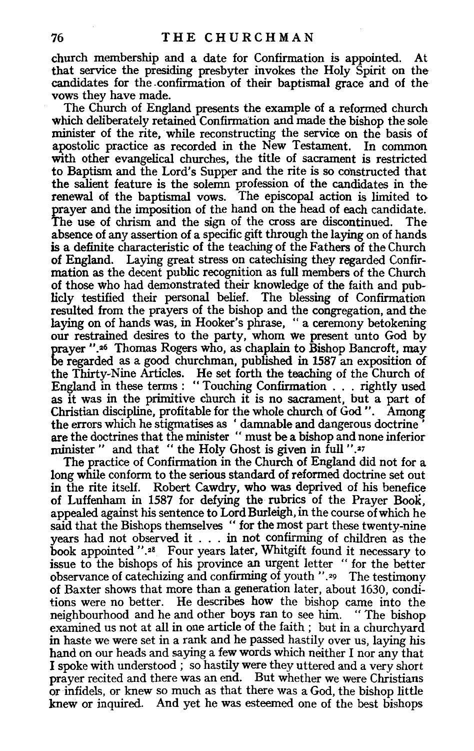church membership and a date for Confirmation is appointed. At that service the presiding presbyter invokes the Holy Spirit on the candidates for the confirmation of their baptismal grace and of the vows they have made.

The Church of England presents the example of a reformed church which deliberately retained Confirmation and made the bishop the sole minister of the rite, while reconstructing the service on the basis of apostolic practice as recorded in the New Testament. In common with other evangelical churches, the title of sacrament is restricted to Baptism and the Lord's Supper and the rite is so constructed that the salient feature is the solemn profession of the candidates in the renewal of the baptismal vows. The episcopal action is limited to prayer and the imposition of the hand on the head of each candidate. The use of chrism and the sign of the cross are discontinued. The absence of any assertion of a specific gift through the laying on of hands is a definite characteristic of the teaching of the Fathers of the Church of England. Laying great stress on catechising they regarded Confirmation as the decent public recognition as full members of the Church of those who had demonstrated their knowledge of the faith and publicly testified their personal belief. The blessing of Confirmation resulted from the prayers of the bishop and the congregation, and the laying on of hands was, in Hooker's phrase, "a ceremony betokening our restrained desires to the party, whom we present unto God by prayer".[26] Thomas Rogers who, as chaplain to Bishop Bancroft, may be regarded as a good churchman, published in 1587 an exposition of the Thirty-Nine Articles. He set forth the teaching of the Church of England in these terms: "Touching Confirmation . . . rightly used as it was in the primitive church it is no sacrament, but a part of Christian discipline, profitable for the whole church of God". Among the errors which he stigmatises as 'damnable and dangerous doctrine' are the doctrines that the minister "must be a bishop and none inferior minister" and that "the Holy Ghost is given in full".[27]

The practice of Confirmation in the Church of England did not for a long while conform to the serious standard of reformed doctrine set out in the rite itself. Robert Cawdry, who was deprived of his benefice of Luffenham in 1587 for defying the rubrics of the Prayer Book, appealed against his sentence to Lord Burleigh, in the course of which he said that the Bishops themselves "for the most part these twenty-nine years had not observed it . . . in not confirming of children as the book appointed".[28] Four years later, Whitgift found it necessary to issue to the bishops of his province an urgent letter "for the better observance of catechizing and confirming of youth".[29] The testimony of Baxter shows that more than a generation later, about 1630, conditions were no better. He describes how the bishop came into the neighbourhood and he and other boys ran to see him. "The bishop examined us not at all in one article of the faith; but in a churchyard in haste we were set in a rank and he passed hastily over us, laying his hand on our heads and saying a few words which neither I nor any that I spoke with understood; so hastily were they uttered and a very short prayer recited and there was an end. But whether we were Christians or infidels, or knew so much as that there was a God, the bishop little knew or inquired. And yet he was esteemed one of the best bishops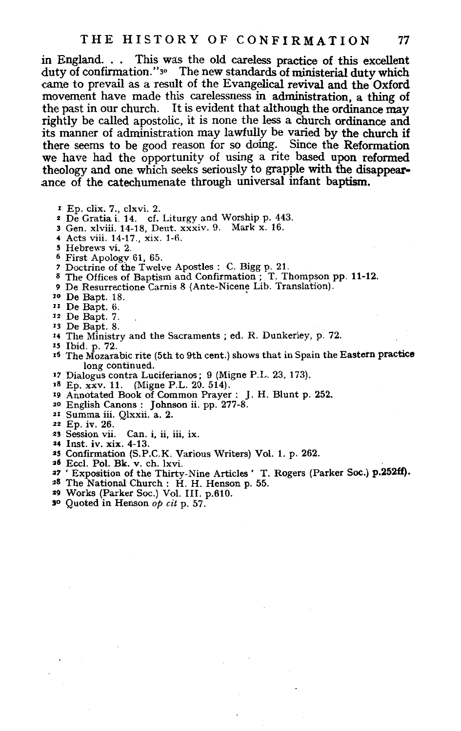in England. . . This was the old careless practice of this excellent duty of confirmation."[30] The new standards of ministerial duty which came to prevail as a result of the Evangelical revival and the Oxford movement have made this carelessness in administration, a thing of the past in our church. It is evident that although the ordinance may rightly be called apostolic, it is none the less a church ordinance and its manner of administration may lawfully be varied by the church if there seems to be good reason for so doing. Since the Reformation we have had the opportunity of using a rite based upon reformed theology and one which seeks seriously to grapple with the disappearance of the catechumenate through universal infant baptism.

1 Ep. clix. 7., clxvi. 2.
2 De Gratia i. 14. cf. Liturgy and Worship p. 443.
3 Gen. xlviii. 14-18, Deut. xxxiv. 9. Mark x. 16.
4 Acts viii. 14-17., xix. 1-6.
5 Hebrews vi. 2.
6 First Apology 61, 65.
7 Doctrine of the Twelve Apostles : C. Bigg p. 21.
8 The Offices of Baptism and Confirmation ; T. Thompson pp. 11-12.
9 De Resurrectione Carnis 8 (Ante-Nicene Lib. Translation).
10 De Bapt. 18.
11 De Bapt. 6.
12 De Bapt. 7.
13 De Bapt. 8.
14 The Ministry and the Sacraments ; ed. R. Dunkerley, p. 72.
15 Ibid. p. 72.
16 The Mozarabic rite (5th to 9th cent.) shows that in Spain the Eastern practice long continued.
17 Dialogus contra Luciferianos ; 9 (Migne P.L. 23, 173).
18 Ep. xxv. 11. (Migne P.L. 20. 514).
19 Annotated Book of Common Prayer : J. H. Blunt p. 252.
20 English Canons : Johnson ii. pp. 277-8.
21 Summa iii. Qlxxii. a. 2.
22 Ep. iv. 26.
23 Session vii. Can. i, ii, iii, ix.
24 Inst. iv. xix. 4-13.
25 Confirmation (S.P.C.K. Various Writers) Vol. 1. p. 262.
26 Eccl. Pol. Bk. v. ch. lxvi.
27 ' Exposition of the Thirty-Nine Articles ' T. Rogers (Parker Soc.) p.252ff).
28 The National Church : H. H. Henson p. 55.
29 Works (Parker Soc.) Vol. III. p.610.
30 Quoted in Henson *op cit* p. 57.